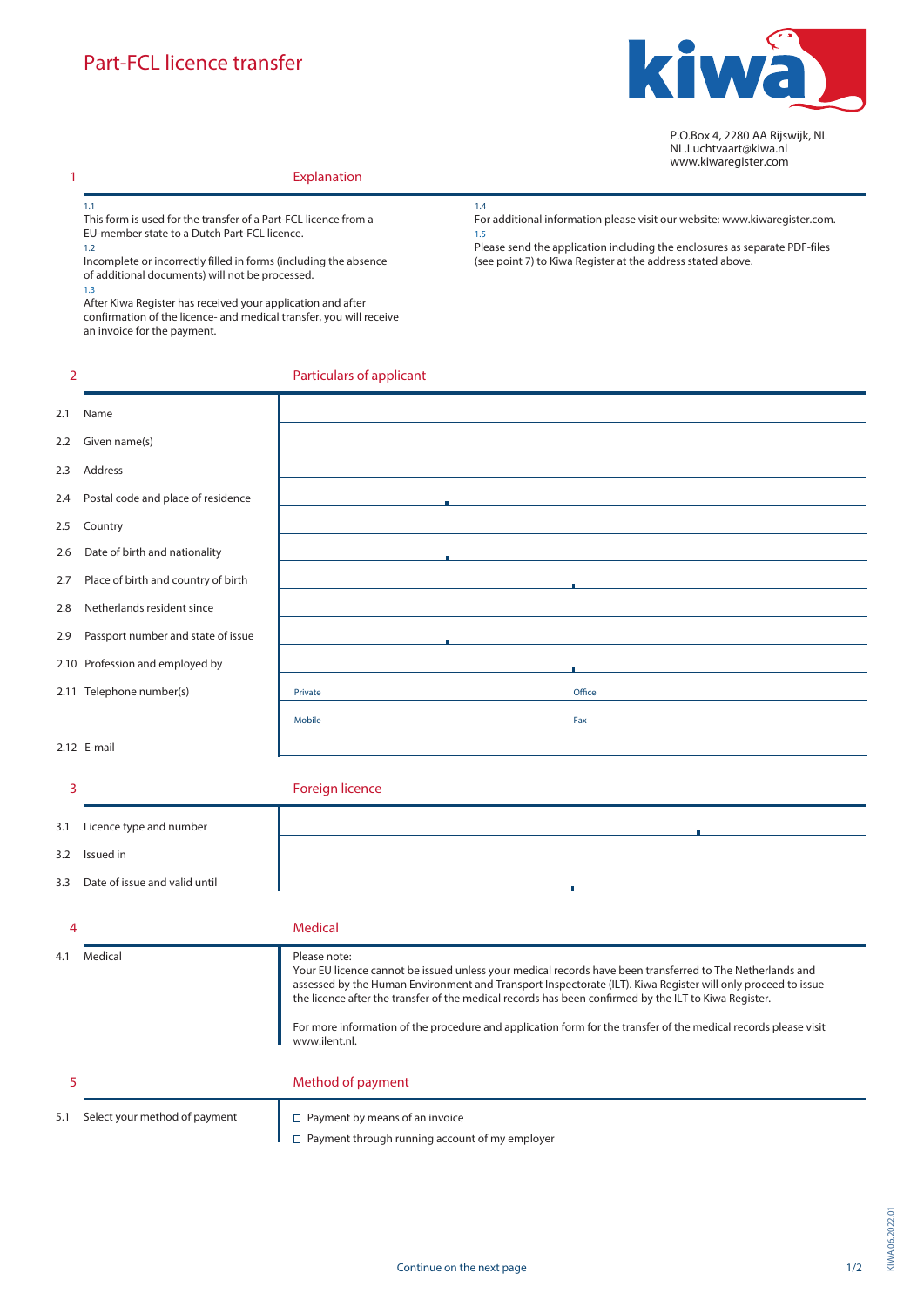# Part-FCL licence transfer

P.O.Box 4, 2280 AA Rijswijk, NL
NL.Luchtvaart@kiwa.nl
www.kiwaregister.com

## 1 Explanation

1.1
This form is used for the transfer of a Part-FCL licence from a EU-member state to a Dutch Part-FCL licence.

1.2
Incomplete or incorrectly filled in forms (including the absence of additional documents) will not be processed.

1.3
After Kiwa Register has received your application and after confirmation of the licence- and medical transfer, you will receive an invoice for the payment.

1.4
For additional information please visit our website: www.kiwaregister.com.

1.5
Please send the application including the enclosures as separate PDF-files (see point 7) to Kiwa Register at the address stated above.

## 2 Particulars of applicant

| | | |
|---|---|---|
| 2.1 | Name | |
| 2.2 | Given name(s) | |
| 2.3 | Address | |
| 2.4 | Postal code and place of residence | |
| 2.5 | Country | |
| 2.6 | Date of birth and nationality | |
| 2.7 | Place of birth and country of birth | |
| 2.8 | Netherlands resident since | |
| 2.9 | Passport number and state of issue | |
| 2.10 | Profession and employed by | |
| 2.11 | Telephone number(s) | Private / Office |
| | | Mobile / Fax |
| 2.12 | E-mail | |

## 3 Foreign licence

| | | |
|---|---|---|
| 3.1 | Licence type and number | |
| 3.2 | Issued in | |
| 3.3 | Date of issue and valid until | |

## 4 Medical

4.1 Medical

Please note:
Your EU licence cannot be issued unless your medical records have been transferred to The Netherlands and assessed by the Human Environment and Transport Inspectorate (ILT). Kiwa Register will only proceed to issue the licence after the transfer of the medical records has been confirmed by the ILT to Kiwa Register.

For more information of the procedure and application form for the transfer of the medical records please visit www.ilent.nl.

## 5 Method of payment

5.1 Select your method of payment

- ☐ Payment by means of an invoice
- ☐ Payment through running account of my employer

Continue on the next page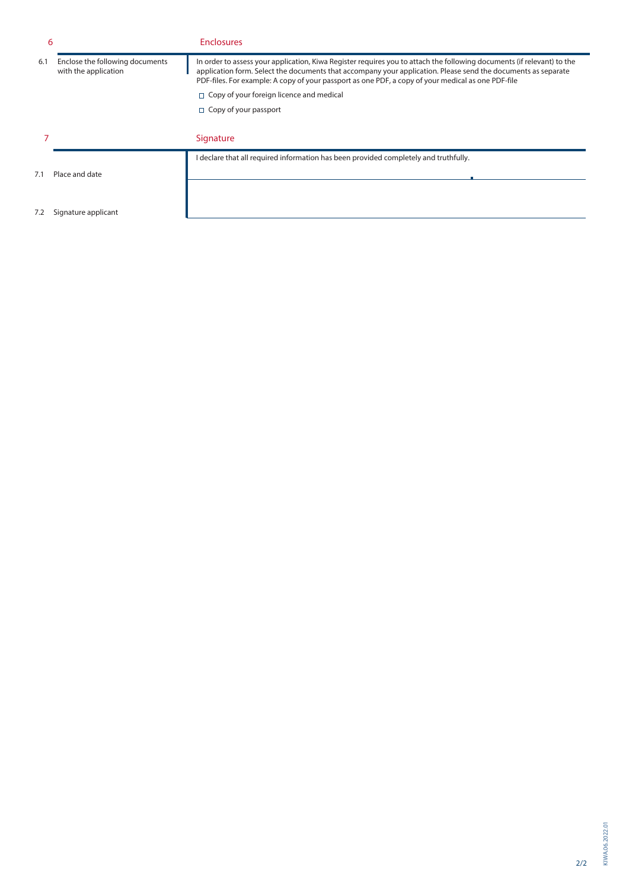## 6 Enclosures

**6.1 Enclose the following documents with the application**

In order to assess your application, Kiwa Register requires you to attach the following documents (if relevant) to the application form. Select the documents that accompany your application. Please send the documents as separate PDF-files. For example: A copy of your passport as one PDF, a copy of your medical as one PDF-file

- ☐ Copy of your foreign licence and medical
- ☐ Copy of your passport

## 7 Signature

I declare that all required information has been provided completely and truthfully.

| | |
|---|---|
| 7.1 Place and date | |
| 7.2 Signature applicant | |

KIWA.06.2022.01